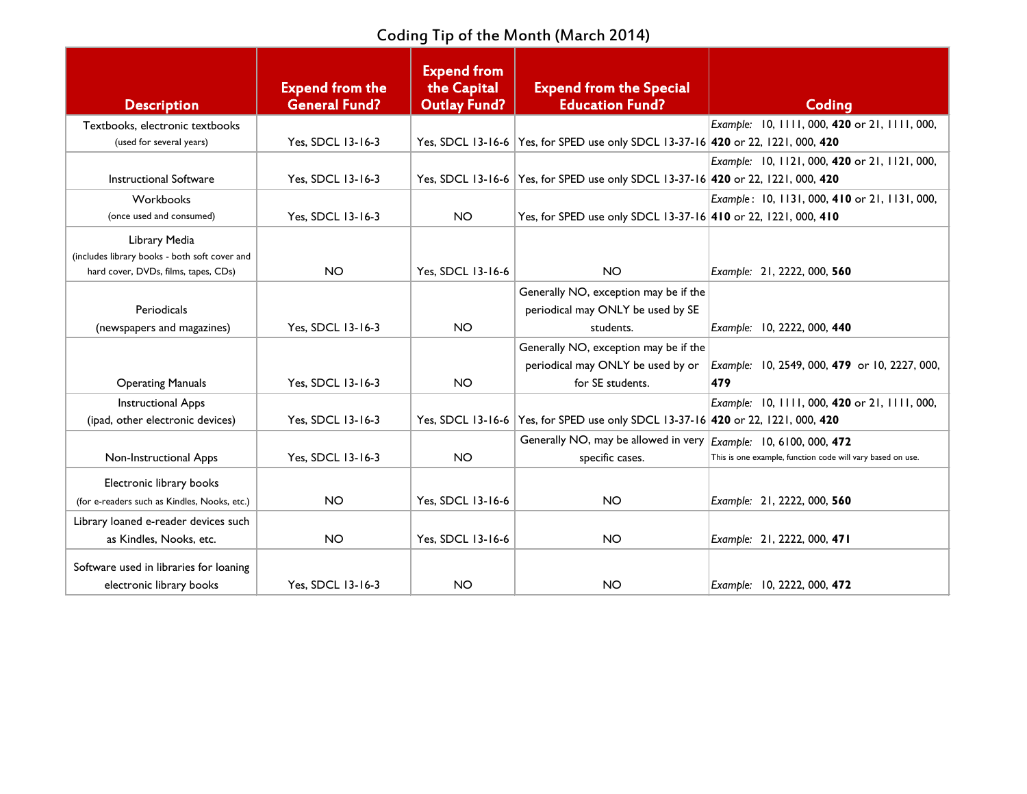# Coding Tip of the Month (March 2014)

| Description | Expend from the General Fund? | Expend from the Capital Outlay Fund? | Expend from the Special Education Fund? | Coding |
|---|---|---|---|---|
| Textbooks, electronic textbooks (used for several years) | Yes, SDCL 13-16-3 | Yes, SDCL 13-16-6 | Yes, for SPED use only SDCL 13-37-16 | *Example:* 10, 1111, 000, **420** or 21, 1111, 000, **420** or 22, 1221, 000, **420** |
| Instructional Software | Yes, SDCL 13-16-3 | Yes, SDCL 13-16-6 | Yes, for SPED use only SDCL 13-37-16 | *Example:* 10, 1121, 000, **420** or 21, 1121, 000, **420** or 22, 1221, 000, **420** |
| Workbooks (once used and consumed) | Yes, SDCL 13-16-3 | NO | Yes, for SPED use only SDCL 13-37-16 | *Example* : 10, 1131, 000, **410** or 21, 1131, 000, **410** or 22, 1221, 000, **410** |
| Library Media (includes library books - both soft cover and hard cover, DVDs, films, tapes, CDs) | NO | Yes, SDCL 13-16-6 | NO | *Example:* 21, 2222, 000, **560** |
| Periodicals (newspapers and magazines) | Yes, SDCL 13-16-3 | NO | Generally NO, exception may be if the periodical may ONLY be used by SE students. | *Example:* 10, 2222, 000, **440** |
| Operating Manuals | Yes, SDCL 13-16-3 | NO | Generally NO, exception may be if the periodical may ONLY be used by or for SE students. | *Example:* 10, 2549, 000, **479** or 10, 2227, 000, **479** |
| Instructional Apps (ipad, other electronic devices) | Yes, SDCL 13-16-3 | Yes, SDCL 13-16-6 | Yes, for SPED use only SDCL 13-37-16 | *Example:* 10, 1111, 000, **420** or 21, 1111, 000, **420** or 22, 1221, 000, **420** |
| Non-Instructional Apps | Yes, SDCL 13-16-3 | NO | Generally NO, may be allowed in very specific cases. | *Example:* 10, 6100, 000, **472** This is one example, function code will vary based on use. |
| Electronic library books (for e-readers such as Kindles, Nooks, etc.) | NO | Yes, SDCL 13-16-6 | NO | *Example:* 21, 2222, 000, **560** |
| Library loaned e-reader devices such as Kindles, Nooks, etc. | NO | Yes, SDCL 13-16-6 | NO | *Example:* 21, 2222, 000, **471** |
| Software used in libraries for loaning electronic library books | Yes, SDCL 13-16-3 | NO | NO | *Example:* 10, 2222, 000, **472** |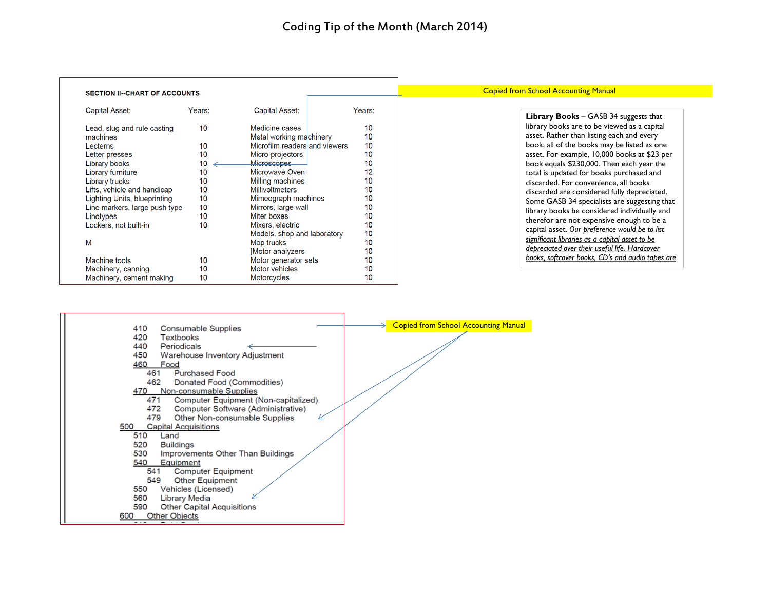# Coding Tip of the Month (March 2014)

Copied from School Accounting Manual

**SECTION II--CHART OF ACCOUNTS**

| Capital Asset: | Years: | Capital Asset: | Years: |
|---|---|---|---|
| Lead, slug and rule casting machines | 10 | Medicine cases | 10 |
| | | Metal working machinery | 10 |
| Lecterns | 10 | Microfilm readers and viewers | 10 |
| Letter presses | 10 | Micro-projectors | 10 |
| Library books | 10 | Microscopes | 10 |
| Library furniture | 10 | Microwave Oven | 12 |
| Library trucks | 10 | Milling machines | 10 |
| Lifts, vehicle and handicap | 10 | Millivoltmeters | 10 |
| Lighting Units, blueprinting | 10 | Mimeograph machines | 10 |
| Line markers, large push type | 10 | Mirrors, large wall | 10 |
| Linotypes | 10 | Miter boxes | 10 |
| Lockers, not built-in | 10 | Mixers, electric | 10 |
| | | Models, shop and laboratory | 10 |
| M | | Mop trucks | 10 |
| | | ]Motor analyzers | 10 |
| Machine tools | 10 | Motor generator sets | 10 |
| Machinery, canning | 10 | Motor vehicles | 10 |
| Machinery, cement making | 10 | Motorcycles | 10 |

**Library Books** – GASB 34 suggests that library books are to be viewed as a capital asset. Rather than listing each and every book, all of the books may be listed as one asset. For example, 10,000 books at $23 per book equals $230,000. Then each year the total is updated for books purchased and discarded. For convenience, all books discarded are considered fully depreciated. Some GASB 34 specialists are suggesting that library books be considered individually and therefor are not expensive enough to be a capital asset. _Our preference would be to list significant libraries as a capital asset to be depreciated over their useful life. Hardcover books, softcover books, CD's and audio tapes are_

Copied from School Accounting Manual

410 Consumable Supplies
420 Textbooks
440 Periodicals
450 Warehouse Inventory Adjustment
<u>460 Food</u>
- 461 Purchased Food
- 462 Donated Food (Commodities)

<u>470 Non-consumable Supplies</u>
- 471 Computer Equipment (Non-capitalized)
- 472 Computer Software (Administrative)
- 479 Other Non-consumable Supplies

<u>500 Capital Acquisitions</u>
- 510 Land
- 520 Buildings
- 530 Improvements Other Than Buildings
- <u>540 Equipment</u>
  - 541 Computer Equipment
  - 549 Other Equipment
- 550 Vehicles (Licensed)
- 560 Library Media
- 590 Other Capital Acquisitions

<u>600 Other Objects</u>